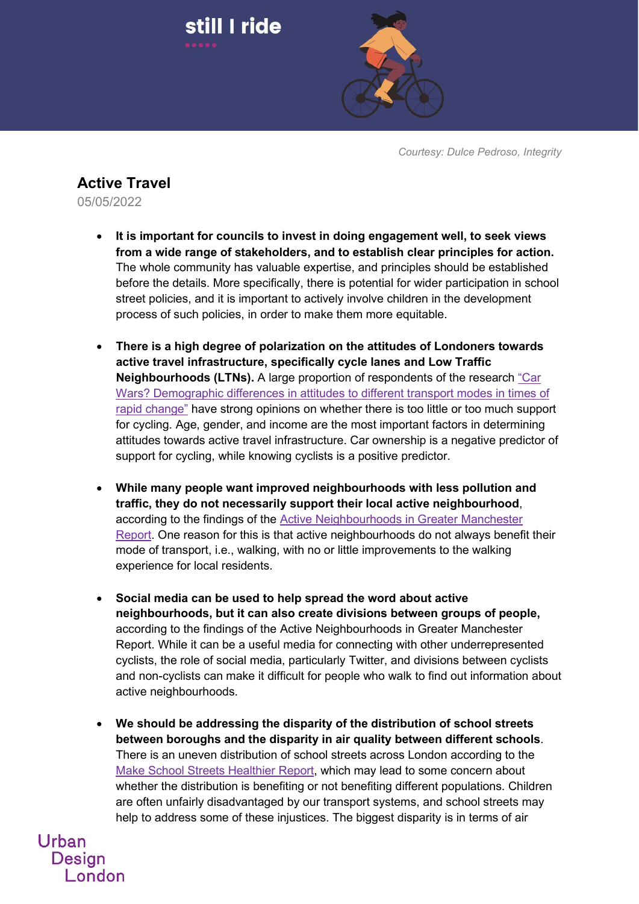still I ride

*Courtesy: Dulce Pedroso, Integrity*

## Active Travel

05/05/2022

- **It is important for councils to invest in doing engagement well, to seek views from a wide range of stakeholders, and to establish clear principles for action.** The whole community has valuable expertise, and principles should be established before the details. More specifically, there is potential for wider participation in school street policies, and it is important to actively involve children in the development process of such policies, in order to make them more equitable.

- **There is a high degree of polarization on the attitudes of Londoners towards active travel infrastructure, specifically cycle lanes and Low Traffic Neighbourhoods (LTNs).** A large proportion of respondents of the research "Car Wars? Demographic differences in attitudes to different transport modes in times of rapid change" have strong opinions on whether there is too little or too much support for cycling. Age, gender, and income are the most important factors in determining attitudes towards active travel infrastructure. Car ownership is a negative predictor of support for cycling, while knowing cyclists is a positive predictor.

- **While many people want improved neighbourhoods with less pollution and traffic, they do not necessarily support their local active neighbourhood**, according to the findings of the Active Neighbourhoods in Greater Manchester Report. One reason for this is that active neighbourhoods do not always benefit their mode of transport, i.e., walking, with no or little improvements to the walking experience for local residents.

- **Social media can be used to help spread the word about active neighbourhoods, but it can also create divisions between groups of people,** according to the findings of the Active Neighbourhoods in Greater Manchester Report. While it can be a useful media for connecting with other underrepresented cyclists, the role of social media, particularly Twitter, and divisions between cyclists and non-cyclists can make it difficult for people who walk to find out information about active neighbourhoods.

- **We should be addressing the disparity of the distribution of school streets between boroughs and the disparity in air quality between different schools**. There is an uneven distribution of school streets across London according to the Make School Streets Healthier Report, which may lead to some concern about whether the distribution is benefiting or not benefiting different populations. Children are often unfairly disadvantaged by our transport systems, and school streets may help to address some of these injustices. The biggest disparity is in terms of air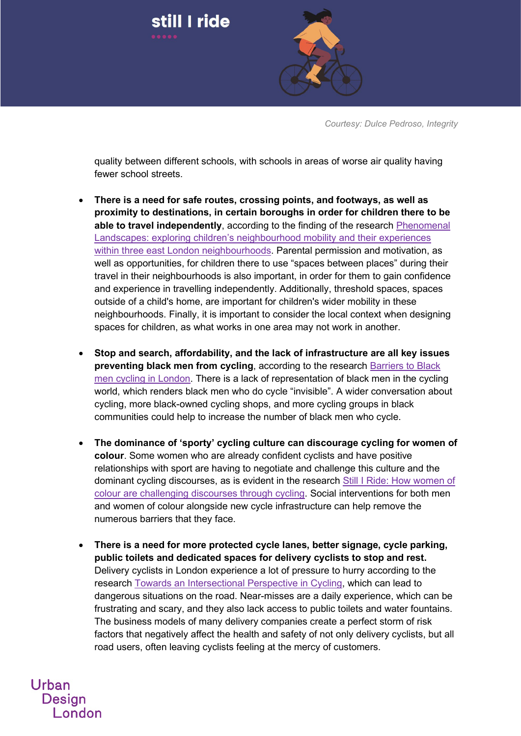Courtesy: Dulce Pedroso, Integrity

quality between different schools, with schools in areas of worse air quality having fewer school streets.

- **There is a need for safe routes, crossing points, and footways, as well as proximity to destinations, in certain boroughs in order for children there to be able to travel independently**, according to the finding of the research Phenomenal Landscapes: exploring children's neighbourhood mobility and their experiences within three east London neighbourhoods. Parental permission and motivation, as well as opportunities, for children there to use "spaces between places" during their travel in their neighbourhoods is also important, in order for them to gain confidence and experience in travelling independently. Additionally, threshold spaces, spaces outside of a child's home, are important for children's wider mobility in these neighbourhoods. Finally, it is important to consider the local context when designing spaces for children, as what works in one area may not work in another.

- **Stop and search, affordability, and the lack of infrastructure are all key issues preventing black men from cycling**, according to the research Barriers to Black men cycling in London. There is a lack of representation of black men in the cycling world, which renders black men who do cycle "invisible". A wider conversation about cycling, more black-owned cycling shops, and more cycling groups in black communities could help to increase the number of black men who cycle.

- **The dominance of 'sporty' cycling culture can discourage cycling for women of colour**. Some women who are already confident cyclists and have positive relationships with sport are having to negotiate and challenge this culture and the dominant cycling discourses, as is evident in the research Still I Ride: How women of colour are challenging discourses through cycling. Social interventions for both men and women of colour alongside new cycle infrastructure can help remove the numerous barriers that they face.

- **There is a need for more protected cycle lanes, better signage, cycle parking, public toilets and dedicated spaces for delivery cyclists to stop and rest.** Delivery cyclists in London experience a lot of pressure to hurry according to the research Towards an Intersectional Perspective in Cycling, which can lead to dangerous situations on the road. Near-misses are a daily experience, which can be frustrating and scary, and they also lack access to public toilets and water fountains. The business models of many delivery companies create a perfect storm of risk factors that negatively affect the health and safety of not only delivery cyclists, but all road users, often leaving cyclists feeling at the mercy of customers.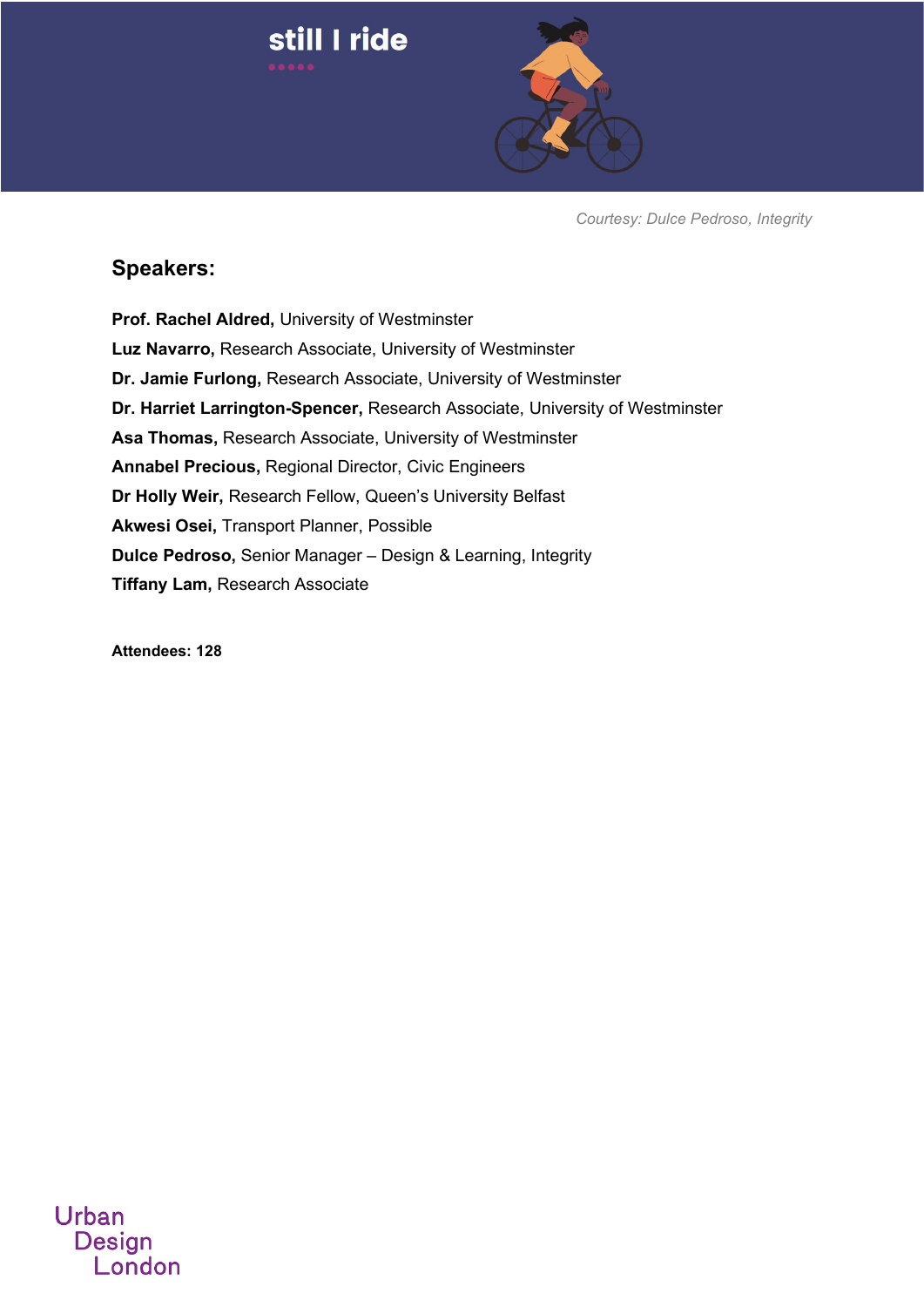still I ride

*Courtesy: Dulce Pedroso, Integrity*

## Speakers:

**Prof. Rachel Aldred,** University of Westminster
**Luz Navarro,** Research Associate, University of Westminster
**Dr. Jamie Furlong,** Research Associate, University of Westminster
**Dr. Harriet Larrington-Spencer,** Research Associate, University of Westminster
**Asa Thomas,** Research Associate, University of Westminster
**Annabel Precious,** Regional Director, Civic Engineers
**Dr Holly Weir,** Research Fellow, Queen's University Belfast
**Akwesi Osei,** Transport Planner, Possible
**Dulce Pedroso,** Senior Manager – Design & Learning, Integrity
**Tiffany Lam,** Research Associate

**Attendees: 128**

Urban Design London